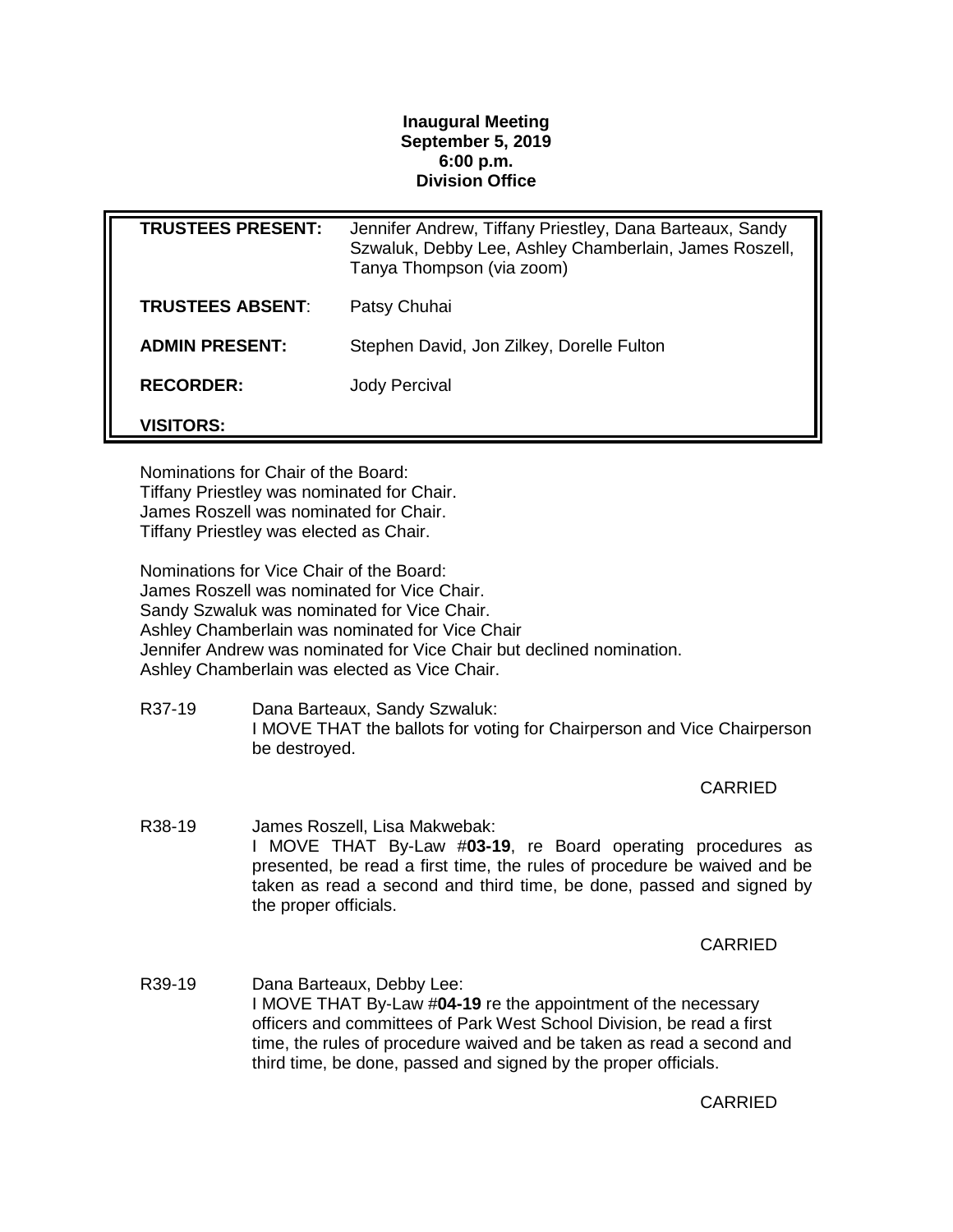**Inaugural Meeting**
**September 5, 2019**
**6:00 p.m.**
**Division Office**

| | |
|---|---|
| **TRUSTEES PRESENT:** | Jennifer Andrew, Tiffany Priestley, Dana Barteaux, Sandy Szwaluk, Debby Lee, Ashley Chamberlain, James Roszell, Tanya Thompson (via zoom) |
| **TRUSTEES ABSENT**: | Patsy Chuhai |
| **ADMIN PRESENT:** | Stephen David, Jon Zilkey, Dorelle Fulton |
| **RECORDER:** | Jody Percival |
| **VISITORS:** | |

Nominations for Chair of the Board:
Tiffany Priestley was nominated for Chair.
James Roszell was nominated for Chair.
Tiffany Priestley was elected as Chair.

Nominations for Vice Chair of the Board:
James Roszell was nominated for Vice Chair.
Sandy Szwaluk was nominated for Vice Chair.
Ashley Chamberlain was nominated for Vice Chair
Jennifer Andrew was nominated for Vice Chair but declined nomination.
Ashley Chamberlain was elected as Vice Chair.

R37-19 Dana Barteaux, Sandy Szwaluk:
I MOVE THAT the ballots for voting for Chairperson and Vice Chairperson be destroyed.

CARRIED

R38-19 James Roszell, Lisa Makwebak:
I MOVE THAT By-Law #**03-19**, re Board operating procedures as presented, be read a first time, the rules of procedure be waived and be taken as read a second and third time, be done, passed and signed by the proper officials.

CARRIED

R39-19 Dana Barteaux, Debby Lee:
I MOVE THAT By-Law #**04-19** re the appointment of the necessary officers and committees of Park West School Division, be read a first time, the rules of procedure waived and be taken as read a second and third time, be done, passed and signed by the proper officials.

CARRIED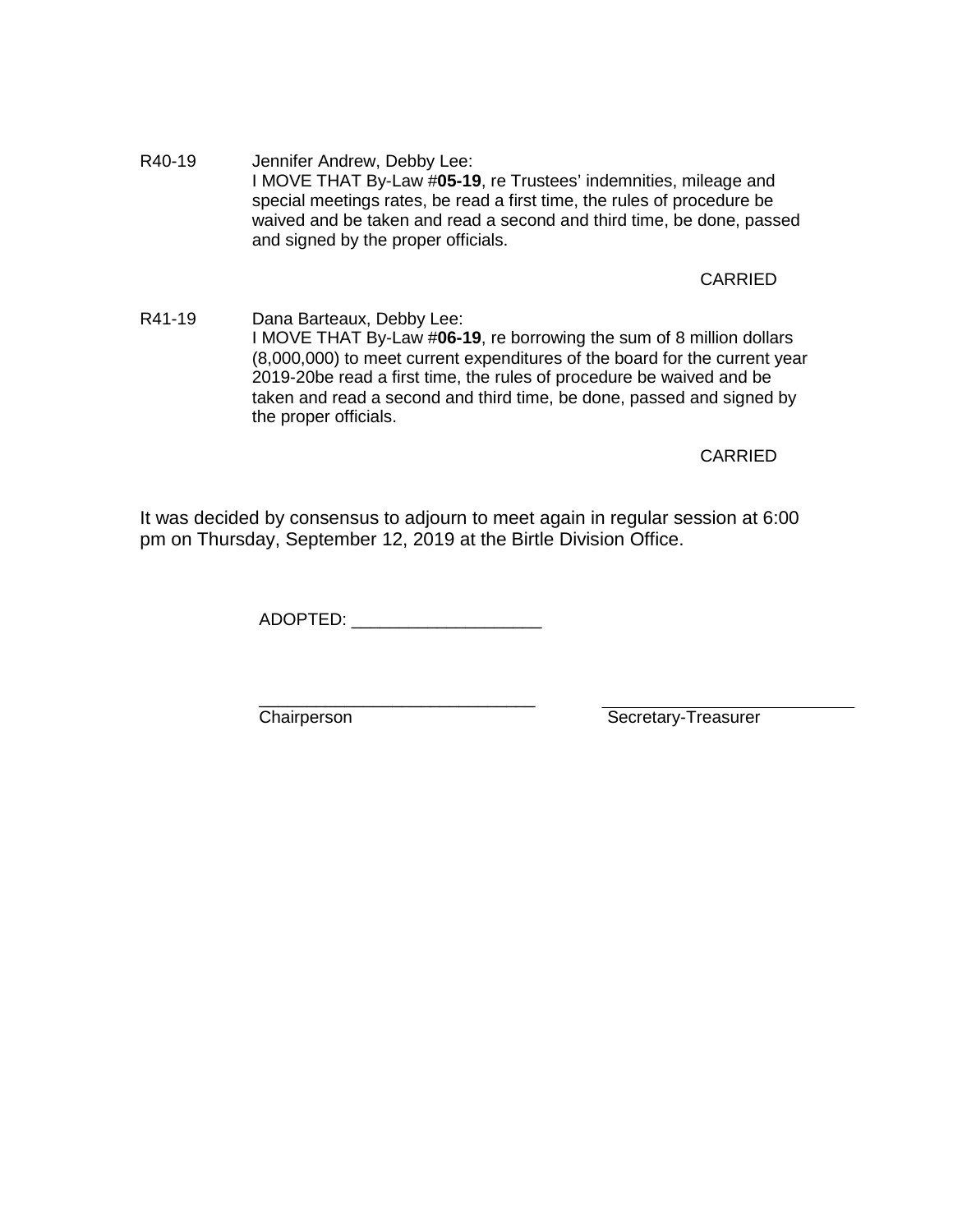R40-19 Jennifer Andrew, Debby Lee:
I MOVE THAT By-Law #**05-19**, re Trustees' indemnities, mileage and special meetings rates, be read a first time, the rules of procedure be waived and be taken and read a second and third time, be done, passed and signed by the proper officials.

CARRIED

R41-19 Dana Barteaux, Debby Lee:
I MOVE THAT By-Law #**06-19**, re borrowing the sum of 8 million dollars (8,000,000) to meet current expenditures of the board for the current year 2019-20be read a first time, the rules of procedure be waived and be taken and read a second and third time, be done, passed and signed by the proper officials.

CARRIED

It was decided by consensus to adjourn to meet again in regular session at 6:00 pm on Thursday, September 12, 2019 at the Birtle Division Office.

ADOPTED: ____________________

_____________________________ _____________________________
Chairperson Secretary-Treasurer